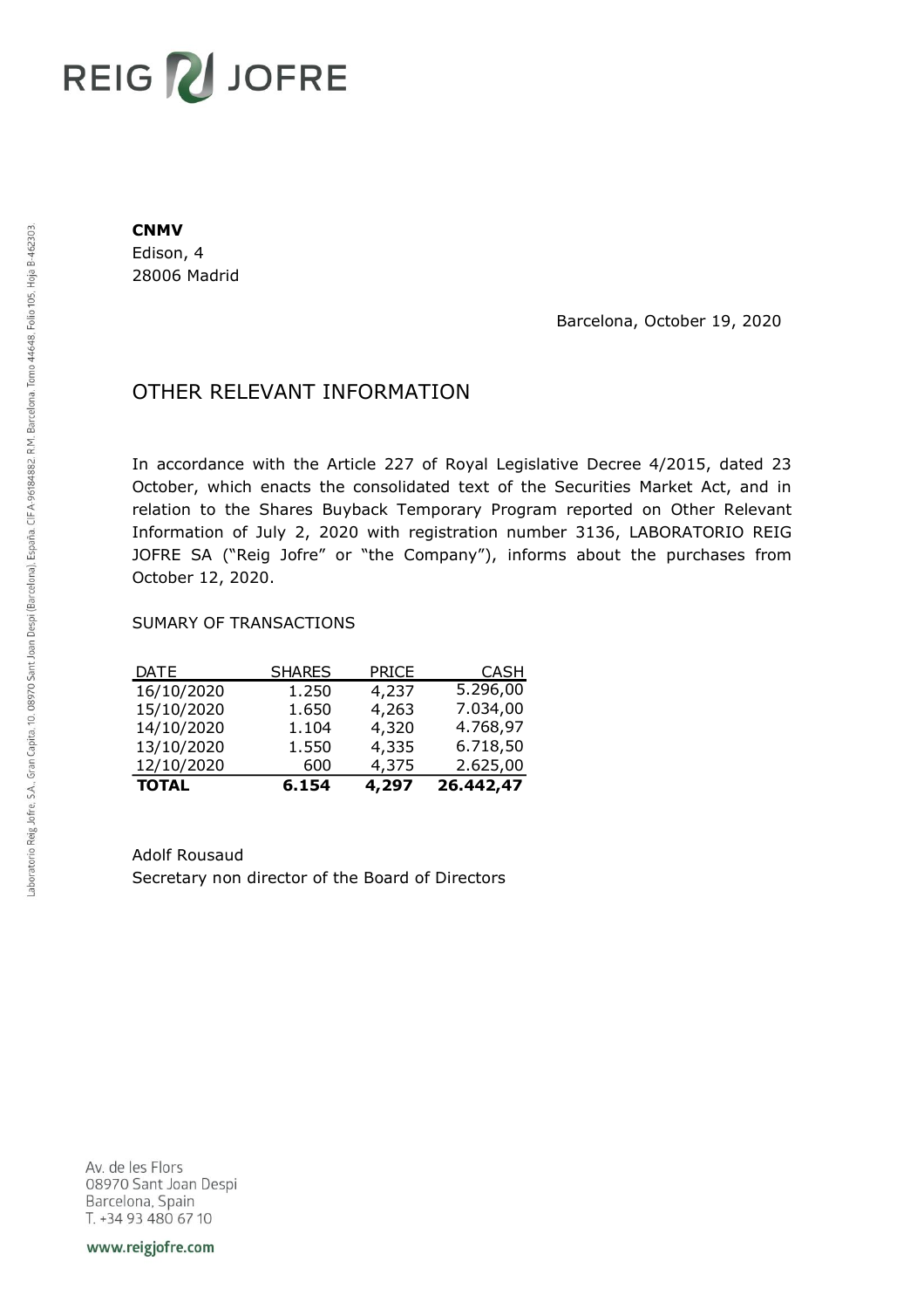# REIG JOFRE

Laboratorio Reig Jofre, S.A., Gran Capità, 10, 08970 Sant Joan Despí (Barcelona), España. CIF A-96184882. R.M. Barcelona, Tomo 44648, Folio 105, Hoja B-462303.

**CNMV**
Edison, 4
28006 Madrid

Barcelona, October 19, 2020

## OTHER RELEVANT INFORMATION

In accordance with the Article 227 of Royal Legislative Decree 4/2015, dated 23 October, which enacts the consolidated text of the Securities Market Act, and in relation to the Shares Buyback Temporary Program reported on Other Relevant Information of July 2, 2020 with registration number 3136, LABORATORIO REIG JOFRE SA ("Reig Jofre" or "the Company"), informs about the purchases from October 12, 2020.

SUMARY OF TRANSACTIONS

| DATE | SHARES | PRICE | CASH |
|---|---|---|---|
| 16/10/2020 | 1.250 | 4,237 | 5.296,00 |
| 15/10/2020 | 1.650 | 4,263 | 7.034,00 |
| 14/10/2020 | 1.104 | 4,320 | 4.768,97 |
| 13/10/2020 | 1.550 | 4,335 | 6.718,50 |
| 12/10/2020 | 600 | 4,375 | 2.625,00 |
| **TOTAL** | **6.154** | **4,297** | **26.442,47** |

Adolf Rousaud
Secretary non director of the Board of Directors

Av. de les Flors
08970 Sant Joan Despí
Barcelona, Spain
T. +34 93 480 67 10

www.reigjofre.com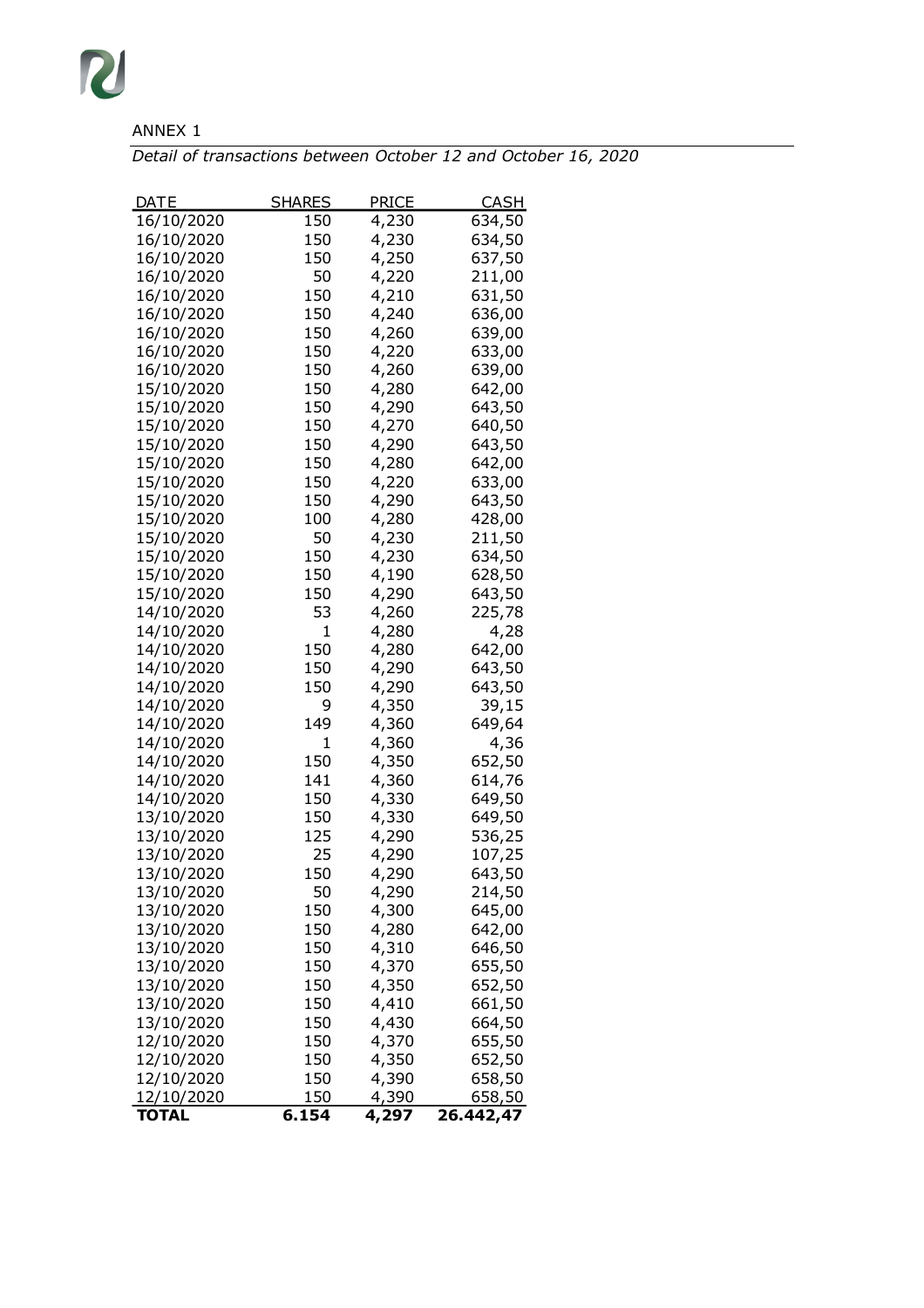ANNEX 1

*Detail of transactions between October 12 and October 16, 2020*

| DATE | SHARES | PRICE | CASH |
|---|---|---|---|
| 16/10/2020 | 150 | 4,230 | 634,50 |
| 16/10/2020 | 150 | 4,230 | 634,50 |
| 16/10/2020 | 150 | 4,250 | 637,50 |
| 16/10/2020 | 50 | 4,220 | 211,00 |
| 16/10/2020 | 150 | 4,210 | 631,50 |
| 16/10/2020 | 150 | 4,240 | 636,00 |
| 16/10/2020 | 150 | 4,260 | 639,00 |
| 16/10/2020 | 150 | 4,220 | 633,00 |
| 16/10/2020 | 150 | 4,260 | 639,00 |
| 15/10/2020 | 150 | 4,280 | 642,00 |
| 15/10/2020 | 150 | 4,290 | 643,50 |
| 15/10/2020 | 150 | 4,270 | 640,50 |
| 15/10/2020 | 150 | 4,290 | 643,50 |
| 15/10/2020 | 150 | 4,280 | 642,00 |
| 15/10/2020 | 150 | 4,220 | 633,00 |
| 15/10/2020 | 150 | 4,290 | 643,50 |
| 15/10/2020 | 100 | 4,280 | 428,00 |
| 15/10/2020 | 50 | 4,230 | 211,50 |
| 15/10/2020 | 150 | 4,230 | 634,50 |
| 15/10/2020 | 150 | 4,190 | 628,50 |
| 15/10/2020 | 150 | 4,290 | 643,50 |
| 14/10/2020 | 53 | 4,260 | 225,78 |
| 14/10/2020 | 1 | 4,280 | 4,28 |
| 14/10/2020 | 150 | 4,280 | 642,00 |
| 14/10/2020 | 150 | 4,290 | 643,50 |
| 14/10/2020 | 150 | 4,290 | 643,50 |
| 14/10/2020 | 9 | 4,350 | 39,15 |
| 14/10/2020 | 149 | 4,360 | 649,64 |
| 14/10/2020 | 1 | 4,360 | 4,36 |
| 14/10/2020 | 150 | 4,350 | 652,50 |
| 14/10/2020 | 141 | 4,360 | 614,76 |
| 14/10/2020 | 150 | 4,330 | 649,50 |
| 13/10/2020 | 150 | 4,330 | 649,50 |
| 13/10/2020 | 125 | 4,290 | 536,25 |
| 13/10/2020 | 25 | 4,290 | 107,25 |
| 13/10/2020 | 150 | 4,290 | 643,50 |
| 13/10/2020 | 50 | 4,290 | 214,50 |
| 13/10/2020 | 150 | 4,300 | 645,00 |
| 13/10/2020 | 150 | 4,280 | 642,00 |
| 13/10/2020 | 150 | 4,310 | 646,50 |
| 13/10/2020 | 150 | 4,370 | 655,50 |
| 13/10/2020 | 150 | 4,350 | 652,50 |
| 13/10/2020 | 150 | 4,410 | 661,50 |
| 13/10/2020 | 150 | 4,430 | 664,50 |
| 12/10/2020 | 150 | 4,370 | 655,50 |
| 12/10/2020 | 150 | 4,350 | 652,50 |
| 12/10/2020 | 150 | 4,390 | 658,50 |
| 12/10/2020 | 150 | 4,390 | 658,50 |
| **TOTAL** | **6.154** | **4,297** | **26.442,47** |